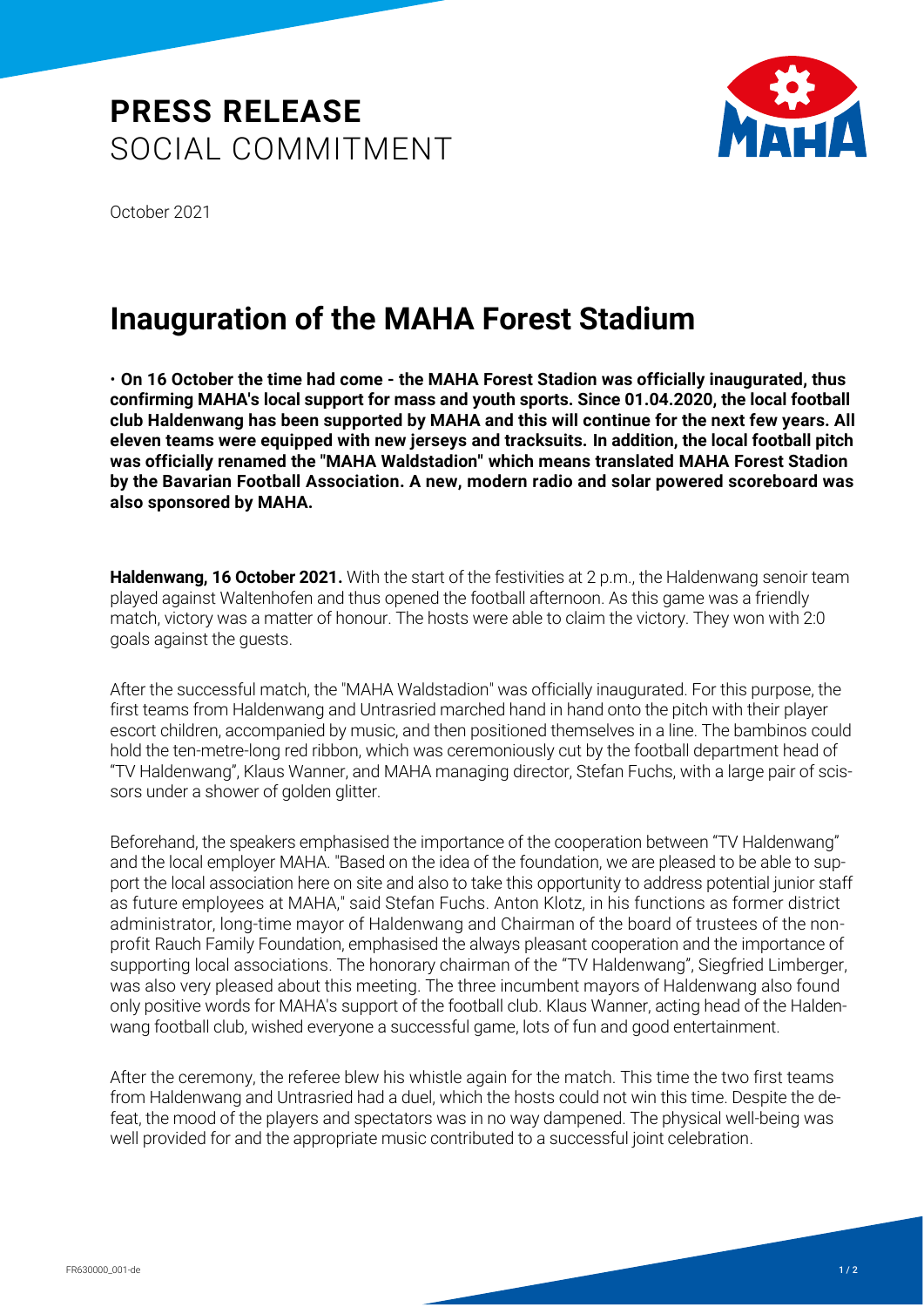# PRESS RELEASE
SOCIAL COMMITMENT

October 2021

# Inauguration of the MAHA Forest Stadium

**• On 16 October the time had come - the MAHA Forest Stadion was officially inaugurated, thus confirming MAHA's local support for mass and youth sports. Since 01.04.2020, the local football club Haldenwang has been supported by MAHA and this will continue for the next few years. All eleven teams were equipped with new jerseys and tracksuits. In addition, the local football pitch was officially renamed the "MAHA Waldstadion" which means translated MAHA Forest Stadion by the Bavarian Football Association. A new, modern radio and solar powered scoreboard was also sponsored by MAHA.**

**Haldenwang, 16 October 2021.** With the start of the festivities at 2 p.m., the Haldenwang senoir team played against Waltenhofen and thus opened the football afternoon. As this game was a friendly match, victory was a matter of honour. The hosts were able to claim the victory. They won with 2:0 goals against the guests.

After the successful match, the "MAHA Waldstadion" was officially inaugurated. For this purpose, the first teams from Haldenwang and Untrasried marched hand in hand onto the pitch with their player escort children, accompanied by music, and then positioned themselves in a line. The bambinos could hold the ten-metre-long red ribbon, which was ceremoniously cut by the football department head of "TV Haldenwang", Klaus Wanner, and MAHA managing director, Stefan Fuchs, with a large pair of scissors under a shower of golden glitter.

Beforehand, the speakers emphasised the importance of the cooperation between "TV Haldenwang" and the local employer MAHA. "Based on the idea of the foundation, we are pleased to be able to support the local association here on site and also to take this opportunity to address potential junior staff as future employees at MAHA," said Stefan Fuchs. Anton Klotz, in his functions as former district administrator, long-time mayor of Haldenwang and Chairman of the board of trustees of the non-profit Rauch Family Foundation, emphasised the always pleasant cooperation and the importance of supporting local associations. The honorary chairman of the "TV Haldenwang", Siegfried Limberger, was also very pleased about this meeting. The three incumbent mayors of Haldenwang also found only positive words for MAHA's support of the football club. Klaus Wanner, acting head of the Haldenwang football club, wished everyone a successful game, lots of fun and good entertainment.

After the ceremony, the referee blew his whistle again for the match. This time the two first teams from Haldenwang and Untrasried had a duel, which the hosts could not win this time. Despite the defeat, the mood of the players and spectators was in no way dampened. The physical well-being was well provided for and the appropriate music contributed to a successful joint celebration.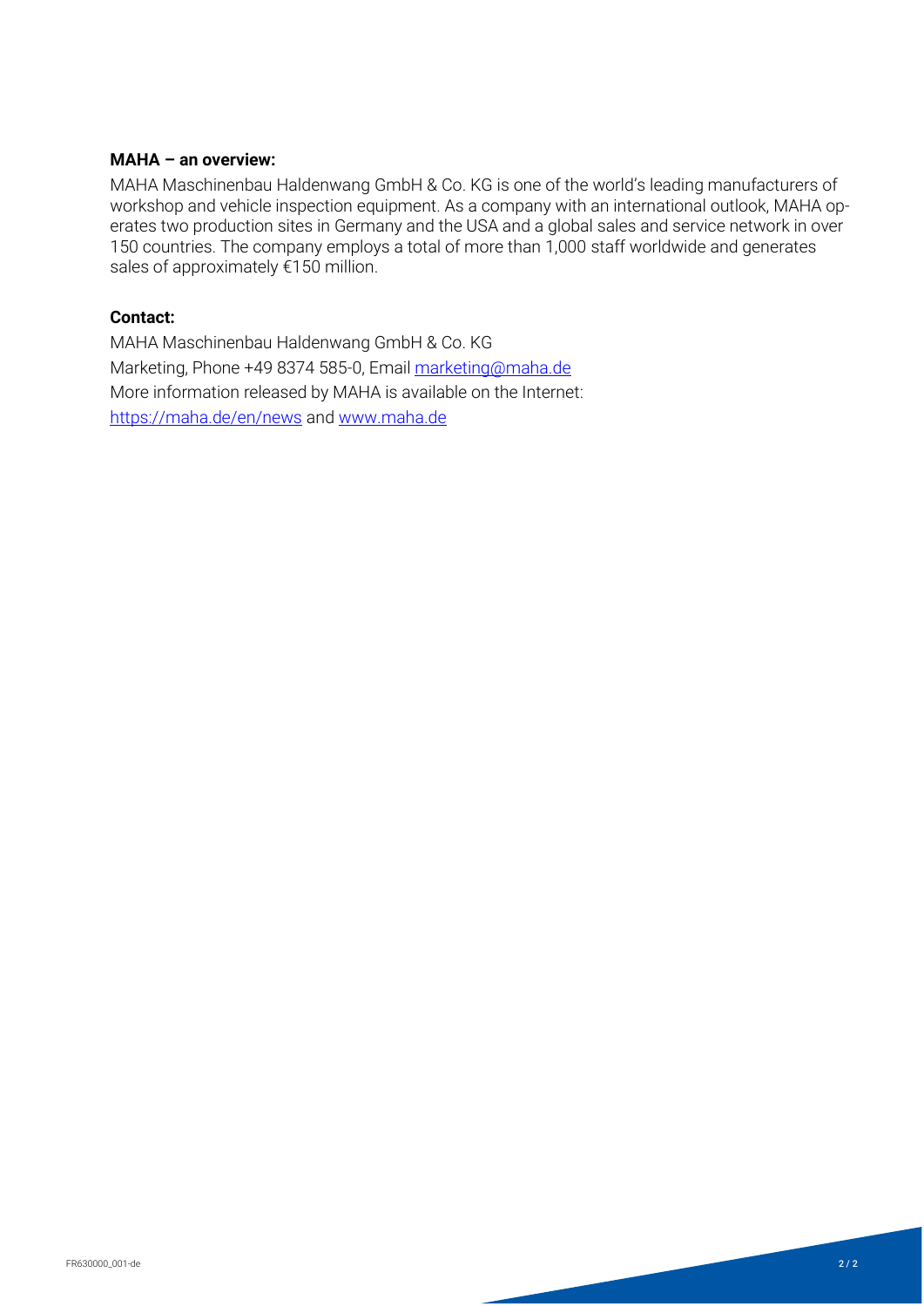**MAHA – an overview:**

MAHA Maschinenbau Haldenwang GmbH & Co. KG is one of the world's leading manufacturers of workshop and vehicle inspection equipment. As a company with an international outlook, MAHA operates two production sites in Germany and the USA and a global sales and service network in over 150 countries. The company employs a total of more than 1,000 staff worldwide and generates sales of approximately €150 million.

**Contact:**

MAHA Maschinenbau Haldenwang GmbH & Co. KG
Marketing, Phone +49 8374 585-0, Email [marketing@maha.de](mailto:marketing@maha.de)
More information released by MAHA is available on the Internet:
[https://maha.de/en/news](https://maha.de/en/news) and [www.maha.de](http://www.maha.de)